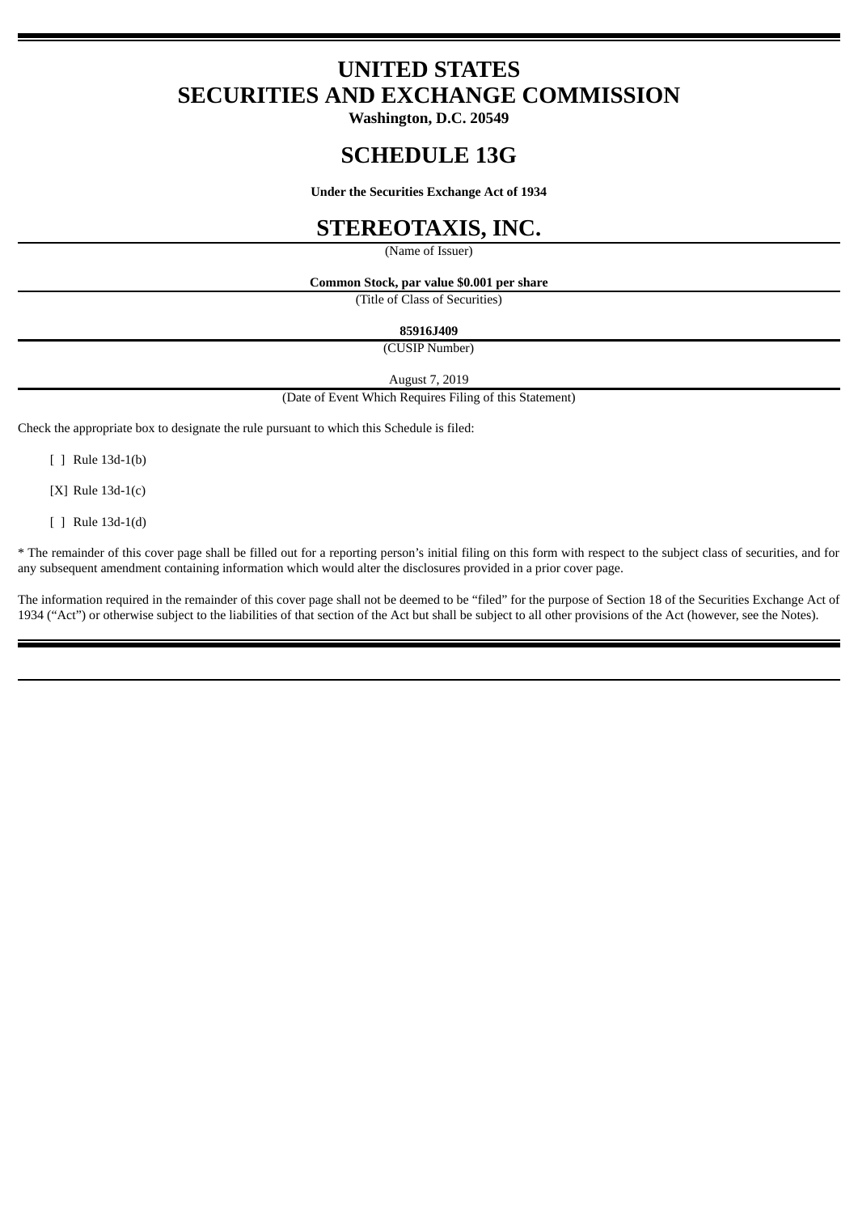# UNITED STATES
# SECURITIES AND EXCHANGE COMMISSION

**Washington, D.C. 20549**

# SCHEDULE 13G

**Under the Securities Exchange Act of 1934**

# STEREOTAXIS, INC.

(Name of Issuer)

**Common Stock, par value $0.001 per share**

(Title of Class of Securities)

**85916J409**

(CUSIP Number)

August 7, 2019

(Date of Event Which Requires Filing of this Statement)

Check the appropriate box to designate the rule pursuant to which this Schedule is filed:

[ ] Rule 13d-1(b)

[X] Rule 13d-1(c)

[ ] Rule 13d-1(d)

* The remainder of this cover page shall be filled out for a reporting person's initial filing on this form with respect to the subject class of securities, and for any subsequent amendment containing information which would alter the disclosures provided in a prior cover page.

The information required in the remainder of this cover page shall not be deemed to be "filed" for the purpose of Section 18 of the Securities Exchange Act of 1934 ("Act") or otherwise subject to the liabilities of that section of the Act but shall be subject to all other provisions of the Act (however, see the Notes).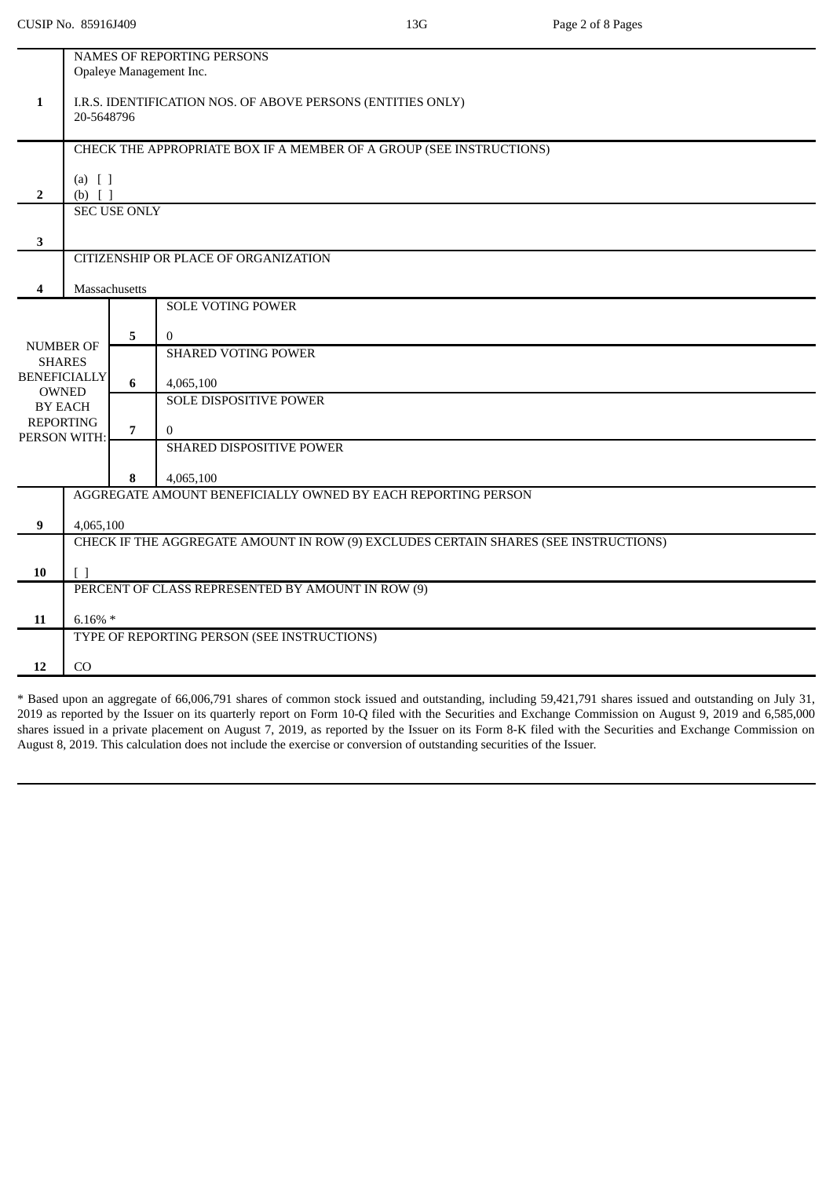| | | | |
|---|---|---|---|
| **1** | NAMES OF REPORTING PERSONS<br>Opaleye Management Inc.<br><br>I.R.S. IDENTIFICATION NOS. OF ABOVE PERSONS (ENTITIES ONLY)<br>20-5648796 | | |
| **2** | CHECK THE APPROPRIATE BOX IF A MEMBER OF A GROUP (SEE INSTRUCTIONS)<br><br>(a) [ ]<br>(b) [ ] | | |
| **3** | SEC USE ONLY | | |
| **4** | CITIZENSHIP OR PLACE OF ORGANIZATION<br><br>Massachusetts | | |
| NUMBER OF SHARES BENEFICIALLY OWNED BY EACH REPORTING PERSON WITH: | **5** | SOLE VOTING POWER<br><br>0 | |
| | **6** | SHARED VOTING POWER<br><br>4,065,100 | |
| | **7** | SOLE DISPOSITIVE POWER<br><br>0 | |
| | **8** | SHARED DISPOSITIVE POWER<br><br>4,065,100 | |
| **9** | AGGREGATE AMOUNT BENEFICIALLY OWNED BY EACH REPORTING PERSON<br><br>4,065,100 | | |
| **10** | CHECK IF THE AGGREGATE AMOUNT IN ROW (9) EXCLUDES CERTAIN SHARES (SEE INSTRUCTIONS)<br><br>[ ] | | |
| **11** | PERCENT OF CLASS REPRESENTED BY AMOUNT IN ROW (9)<br><br>6.16% * | | |
| **12** | TYPE OF REPORTING PERSON (SEE INSTRUCTIONS)<br><br>CO | | |

* Based upon an aggregate of 66,006,791 shares of common stock issued and outstanding, including 59,421,791 shares issued and outstanding on July 31, 2019 as reported by the Issuer on its quarterly report on Form 10-Q filed with the Securities and Exchange Commission on August 9, 2019 and 6,585,000 shares issued in a private placement on August 7, 2019, as reported by the Issuer on its Form 8-K filed with the Securities and Exchange Commission on August 8, 2019. This calculation does not include the exercise or conversion of outstanding securities of the Issuer.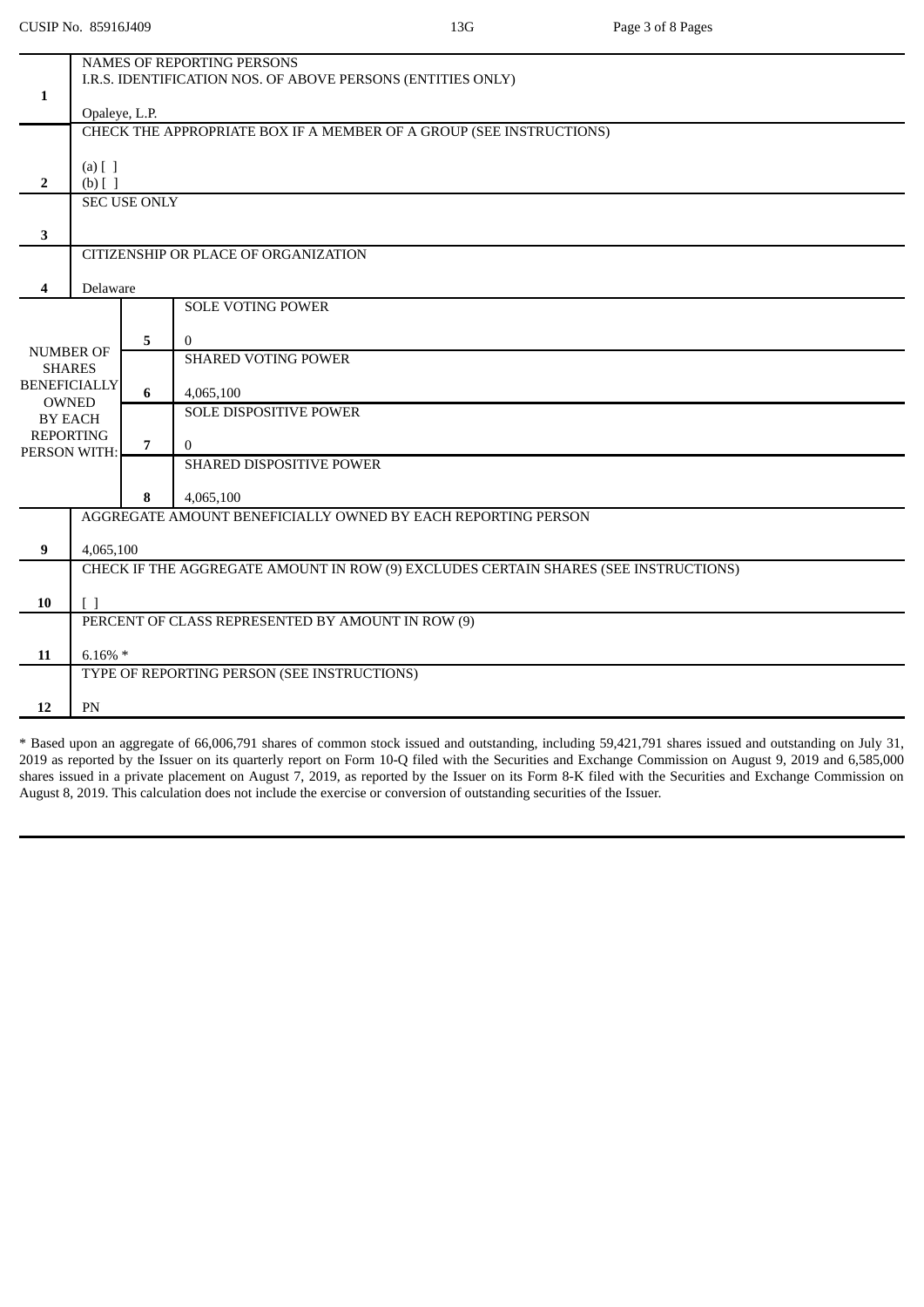| | | | |
|---|---|---|---|
| **1** | NAMES OF REPORTING PERSONS<br>I.R.S. IDENTIFICATION NOS. OF ABOVE PERSONS (ENTITIES ONLY)<br><br>Opaleye, L.P. | | |
| **2** | CHECK THE APPROPRIATE BOX IF A MEMBER OF A GROUP (SEE INSTRUCTIONS)<br><br>(a) [ ]<br>(b) [ ] | | |
| **3** | SEC USE ONLY | | |
| **4** | CITIZENSHIP OR PLACE OF ORGANIZATION<br><br>Delaware | | |
| NUMBER OF SHARES BENEFICIALLY OWNED BY EACH REPORTING PERSON WITH: | | **5** | SOLE VOTING POWER<br><br>0 |
| | | **6** | SHARED VOTING POWER<br><br>4,065,100 |
| | | **7** | SOLE DISPOSITIVE POWER<br><br>0 |
| | | **8** | SHARED DISPOSITIVE POWER<br><br>4,065,100 |
| **9** | AGGREGATE AMOUNT BENEFICIALLY OWNED BY EACH REPORTING PERSON<br><br>4,065,100 | | |
| **10** | CHECK IF THE AGGREGATE AMOUNT IN ROW (9) EXCLUDES CERTAIN SHARES (SEE INSTRUCTIONS)<br><br>[ ] | | |
| **11** | PERCENT OF CLASS REPRESENTED BY AMOUNT IN ROW (9)<br><br>6.16% * | | |
| **12** | TYPE OF REPORTING PERSON (SEE INSTRUCTIONS)<br><br>PN | | |

* Based upon an aggregate of 66,006,791 shares of common stock issued and outstanding, including 59,421,791 shares issued and outstanding on July 31, 2019 as reported by the Issuer on its quarterly report on Form 10-Q filed with the Securities and Exchange Commission on August 9, 2019 and 6,585,000 shares issued in a private placement on August 7, 2019, as reported by the Issuer on its Form 8-K filed with the Securities and Exchange Commission on August 8, 2019. This calculation does not include the exercise or conversion of outstanding securities of the Issuer.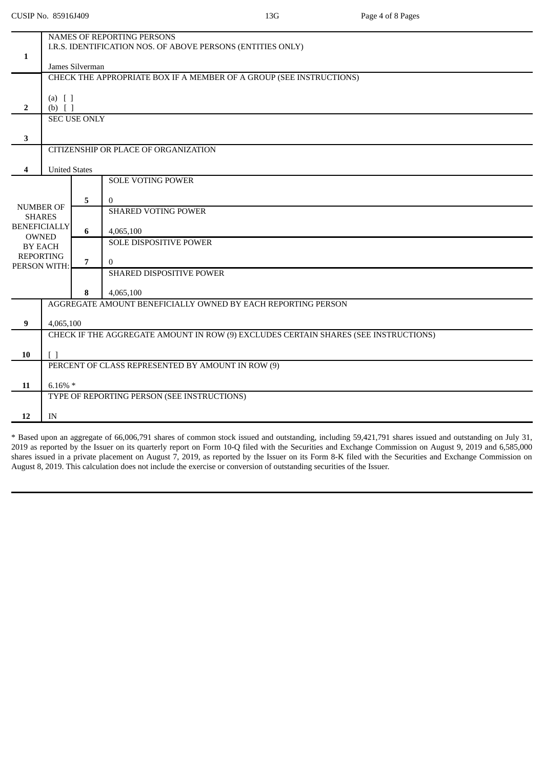| | | | |
|---|---|---|---|
| **1** | NAMES OF REPORTING PERSONS<br>I.R.S. IDENTIFICATION NOS. OF ABOVE PERSONS (ENTITIES ONLY)<br><br>James Silverman | | |
| **2** | CHECK THE APPROPRIATE BOX IF A MEMBER OF A GROUP (SEE INSTRUCTIONS)<br><br>(a) [ ]<br>(b) [ ] | | |
| **3** | SEC USE ONLY | | |
| **4** | CITIZENSHIP OR PLACE OF ORGANIZATION<br><br>United States | | |
| NUMBER OF SHARES BENEFICIALLY OWNED BY EACH REPORTING PERSON WITH: | **5** | SOLE VOTING POWER<br><br>0 | |
| | **6** | SHARED VOTING POWER<br><br>4,065,100 | |
| | **7** | SOLE DISPOSITIVE POWER<br><br>0 | |
| | **8** | SHARED DISPOSITIVE POWER<br><br>4,065,100 | |
| **9** | AGGREGATE AMOUNT BENEFICIALLY OWNED BY EACH REPORTING PERSON<br><br>4,065,100 | | |
| **10** | CHECK IF THE AGGREGATE AMOUNT IN ROW (9) EXCLUDES CERTAIN SHARES (SEE INSTRUCTIONS)<br><br>[ ] | | |
| **11** | PERCENT OF CLASS REPRESENTED BY AMOUNT IN ROW (9)<br><br>6.16% * | | |
| **12** | TYPE OF REPORTING PERSON (SEE INSTRUCTIONS)<br><br>IN | | |

* Based upon an aggregate of 66,006,791 shares of common stock issued and outstanding, including 59,421,791 shares issued and outstanding on July 31, 2019 as reported by the Issuer on its quarterly report on Form 10-Q filed with the Securities and Exchange Commission on August 9, 2019 and 6,585,000 shares issued in a private placement on August 7, 2019, as reported by the Issuer on its Form 8-K filed with the Securities and Exchange Commission on August 8, 2019. This calculation does not include the exercise or conversion of outstanding securities of the Issuer.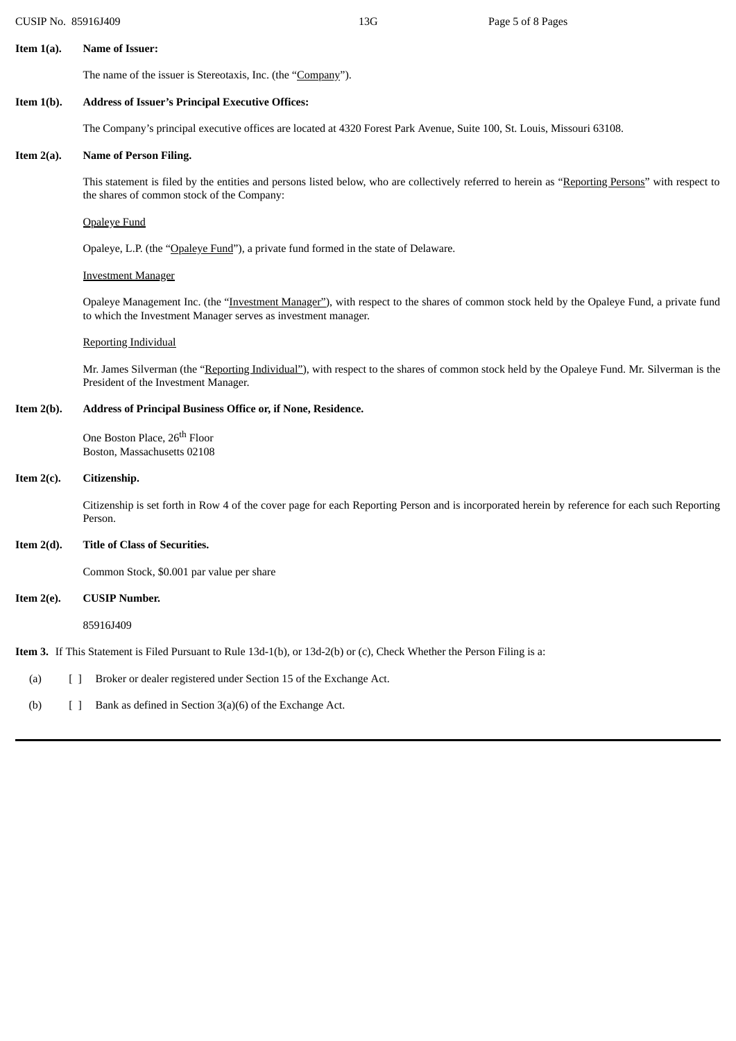**Item 1(a). Name of Issuer:**

The name of the issuer is Stereotaxis, Inc. (the "Company").

**Item 1(b). Address of Issuer's Principal Executive Offices:**

The Company's principal executive offices are located at 4320 Forest Park Avenue, Suite 100, St. Louis, Missouri 63108.

**Item 2(a). Name of Person Filing.**

This statement is filed by the entities and persons listed below, who are collectively referred to herein as "Reporting Persons" with respect to the shares of common stock of the Company:

Opaleye Fund

Opaleye, L.P. (the "Opaleye Fund"), a private fund formed in the state of Delaware.

Investment Manager

Opaleye Management Inc. (the "Investment Manager"), with respect to the shares of common stock held by the Opaleye Fund, a private fund to which the Investment Manager serves as investment manager.

Reporting Individual

Mr. James Silverman (the "Reporting Individual"), with respect to the shares of common stock held by the Opaleye Fund. Mr. Silverman is the President of the Investment Manager.

**Item 2(b). Address of Principal Business Office or, if None, Residence.**

One Boston Place, 26th Floor
Boston, Massachusetts 02108

**Item 2(c). Citizenship.**

Citizenship is set forth in Row 4 of the cover page for each Reporting Person and is incorporated herein by reference for each such Reporting Person.

**Item 2(d). Title of Class of Securities.**

Common Stock, $0.001 par value per share

**Item 2(e). CUSIP Number.**

85916J409

**Item 3.** If This Statement is Filed Pursuant to Rule 13d-1(b), or 13d-2(b) or (c), Check Whether the Person Filing is a:

(a) [ ] Broker or dealer registered under Section 15 of the Exchange Act.

(b) [ ] Bank as defined in Section 3(a)(6) of the Exchange Act.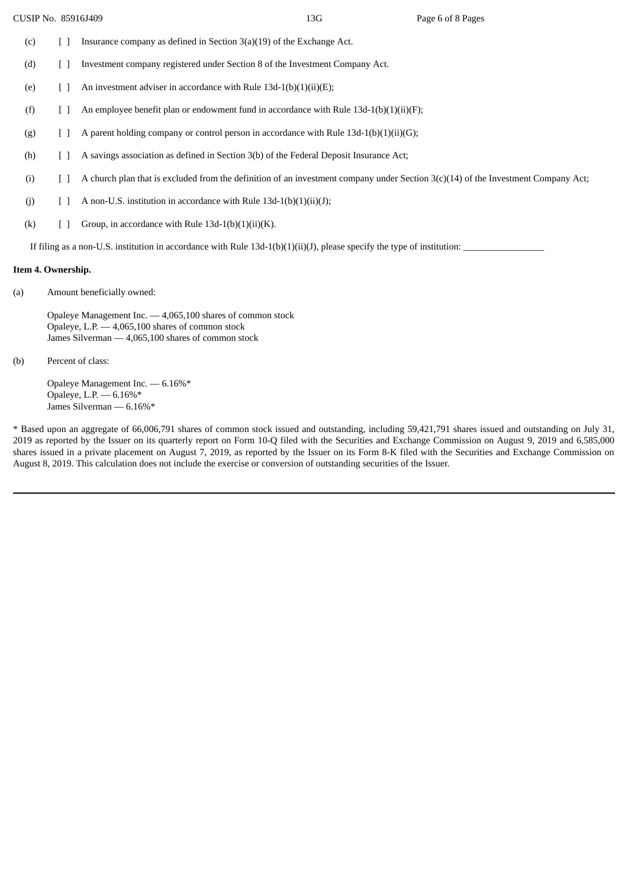(c) [ ] Insurance company as defined in Section 3(a)(19) of the Exchange Act.

(d) [ ] Investment company registered under Section 8 of the Investment Company Act.

(e) [ ] An investment adviser in accordance with Rule 13d-1(b)(1)(ii)(E);

(f) [ ] An employee benefit plan or endowment fund in accordance with Rule 13d-1(b)(1)(ii)(F);

(g) [ ] A parent holding company or control person in accordance with Rule 13d-1(b)(1)(ii)(G);

(h) [ ] A savings association as defined in Section 3(b) of the Federal Deposit Insurance Act;

(i) [ ] A church plan that is excluded from the definition of an investment company under Section 3(c)(14) of the Investment Company Act;

(j) [ ] A non-U.S. institution in accordance with Rule 13d-1(b)(1)(ii)(J);

(k) [ ] Group, in accordance with Rule 13d-1(b)(1)(ii)(K).

If filing as a non-U.S. institution in accordance with Rule 13d-1(b)(1)(ii)(J), please specify the type of institution: _________________

**Item 4. Ownership.**

(a) Amount beneficially owned:

Opaleye Management Inc. — 4,065,100 shares of common stock
Opaleye, L.P. — 4,065,100 shares of common stock
James Silverman — 4,065,100 shares of common stock

(b) Percent of class:

Opaleye Management Inc. — 6.16%*
Opaleye, L.P. — 6.16%*
James Silverman — 6.16%*

* Based upon an aggregate of 66,006,791 shares of common stock issued and outstanding, including 59,421,791 shares issued and outstanding on July 31, 2019 as reported by the Issuer on its quarterly report on Form 10-Q filed with the Securities and Exchange Commission on August 9, 2019 and 6,585,000 shares issued in a private placement on August 7, 2019, as reported by the Issuer on its Form 8-K filed with the Securities and Exchange Commission on August 8, 2019. This calculation does not include the exercise or conversion of outstanding securities of the Issuer.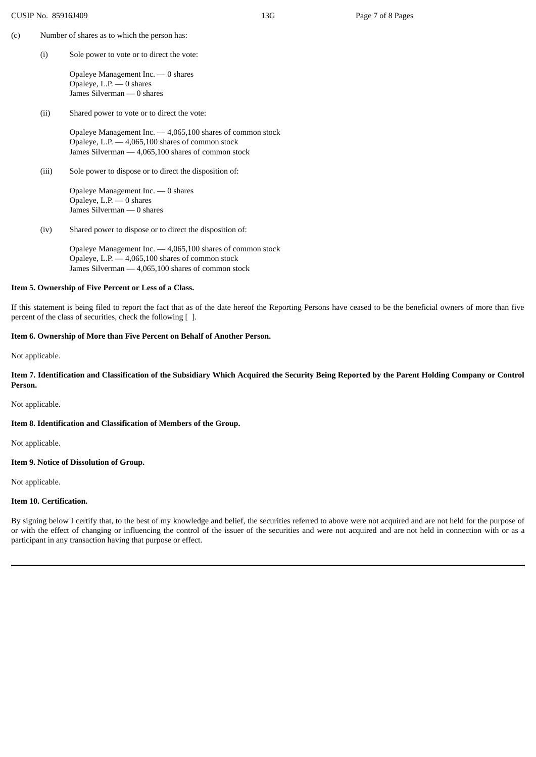(c) Number of shares as to which the person has:

(i) Sole power to vote or to direct the vote:

Opaleye Management Inc. — 0 shares
Opaleye, L.P. — 0 shares
James Silverman — 0 shares

(ii) Shared power to vote or to direct the vote:

Opaleye Management Inc. — 4,065,100 shares of common stock
Opaleye, L.P. — 4,065,100 shares of common stock
James Silverman — 4,065,100 shares of common stock

(iii) Sole power to dispose or to direct the disposition of:

Opaleye Management Inc. — 0 shares
Opaleye, L.P. — 0 shares
James Silverman — 0 shares

(iv) Shared power to dispose or to direct the disposition of:

Opaleye Management Inc. — 4,065,100 shares of common stock
Opaleye, L.P. — 4,065,100 shares of common stock
James Silverman — 4,065,100 shares of common stock

**Item 5. Ownership of Five Percent or Less of a Class.**

If this statement is being filed to report the fact that as of the date hereof the Reporting Persons have ceased to be the beneficial owners of more than five percent of the class of securities, check the following [ ].

**Item 6. Ownership of More than Five Percent on Behalf of Another Person.**

Not applicable.

**Item 7. Identification and Classification of the Subsidiary Which Acquired the Security Being Reported by the Parent Holding Company or Control Person.**

Not applicable.

**Item 8. Identification and Classification of Members of the Group.**

Not applicable.

**Item 9. Notice of Dissolution of Group.**

Not applicable.

**Item 10. Certification.**

By signing below I certify that, to the best of my knowledge and belief, the securities referred to above were not acquired and are not held for the purpose of or with the effect of changing or influencing the control of the issuer of the securities and were not acquired and are not held in connection with or as a participant in any transaction having that purpose or effect.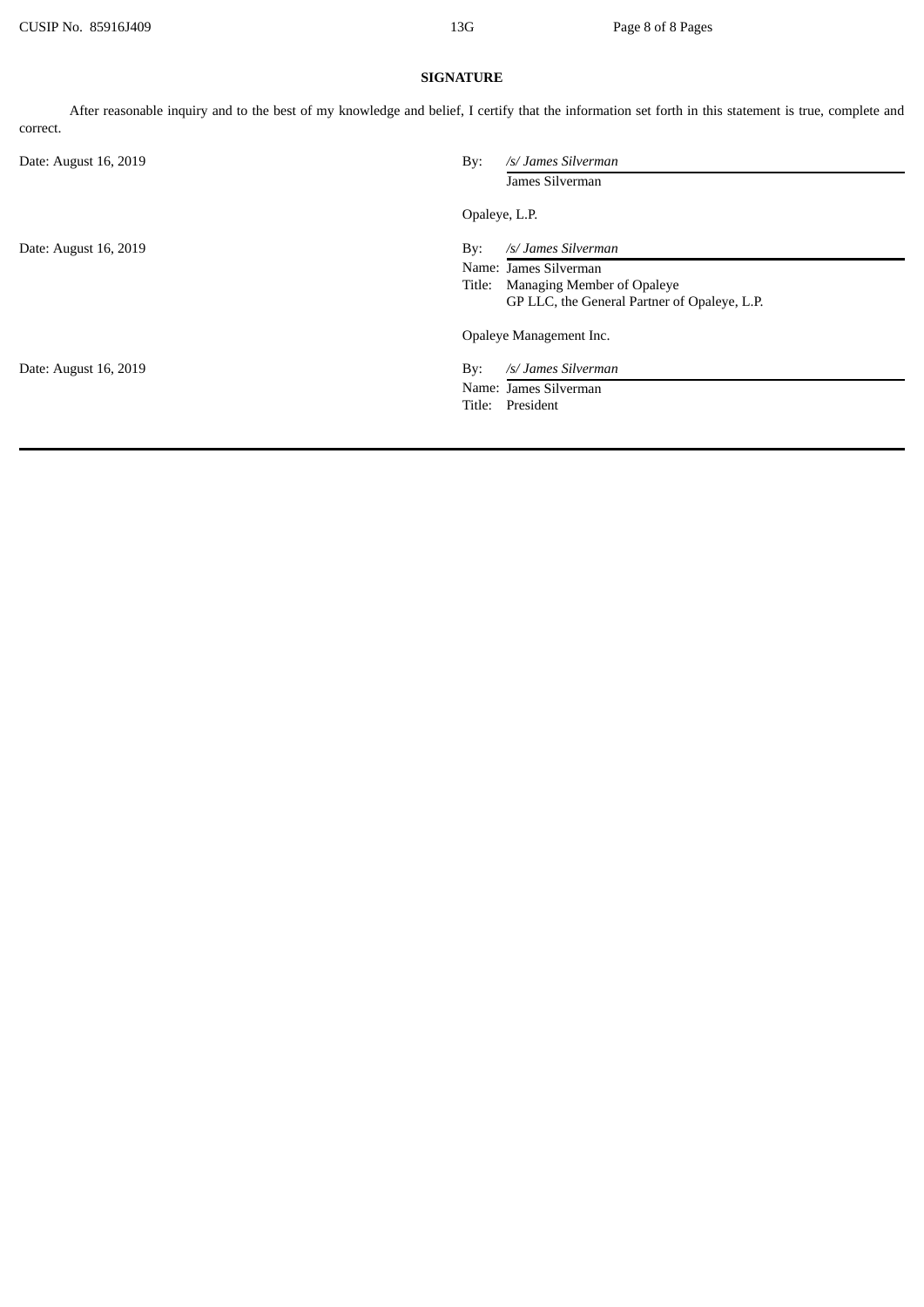**SIGNATURE**

After reasonable inquiry and to the best of my knowledge and belief, I certify that the information set forth in this statement is true, complete and correct.

Date: August 16, 2019

By: */s/ James Silverman*
James Silverman

Opaleye, L.P.

Date: August 16, 2019

By: */s/ James Silverman*
Name: James Silverman
Title: Managing Member of Opaleye GP LLC, the General Partner of Opaleye, L.P.

Opaleye Management Inc.

Date: August 16, 2019

By: */s/ James Silverman*
Name: James Silverman
Title: President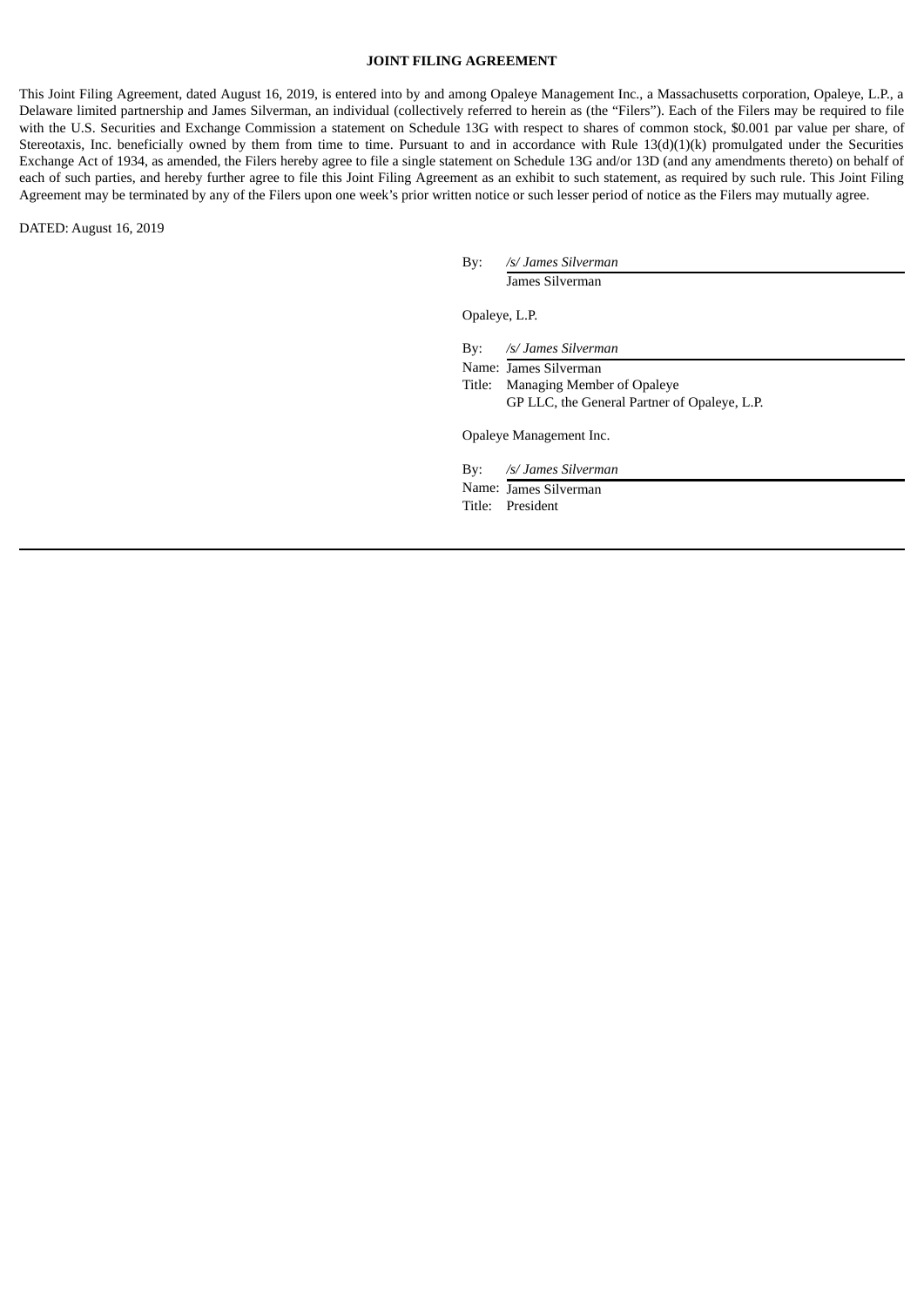**JOINT FILING AGREEMENT**

This Joint Filing Agreement, dated August 16, 2019, is entered into by and among Opaleye Management Inc., a Massachusetts corporation, Opaleye, L.P., a Delaware limited partnership and James Silverman, an individual (collectively referred to herein as (the "Filers"). Each of the Filers may be required to file with the U.S. Securities and Exchange Commission a statement on Schedule 13G with respect to shares of common stock, $0.001 par value per share, of Stereotaxis, Inc. beneficially owned by them from time to time. Pursuant to and in accordance with Rule 13(d)(1)(k) promulgated under the Securities Exchange Act of 1934, as amended, the Filers hereby agree to file a single statement on Schedule 13G and/or 13D (and any amendments thereto) on behalf of each of such parties, and hereby further agree to file this Joint Filing Agreement as an exhibit to such statement, as required by such rule. This Joint Filing Agreement may be terminated by any of the Filers upon one week's prior written notice or such lesser period of notice as the Filers may mutually agree.

DATED: August 16, 2019

By: */s/ James Silverman*
James Silverman

Opaleye, L.P.

By: */s/ James Silverman*
Name: James Silverman
Title: Managing Member of Opaleye GP LLC, the General Partner of Opaleye, L.P.

Opaleye Management Inc.

By: */s/ James Silverman*
Name: James Silverman
Title: President